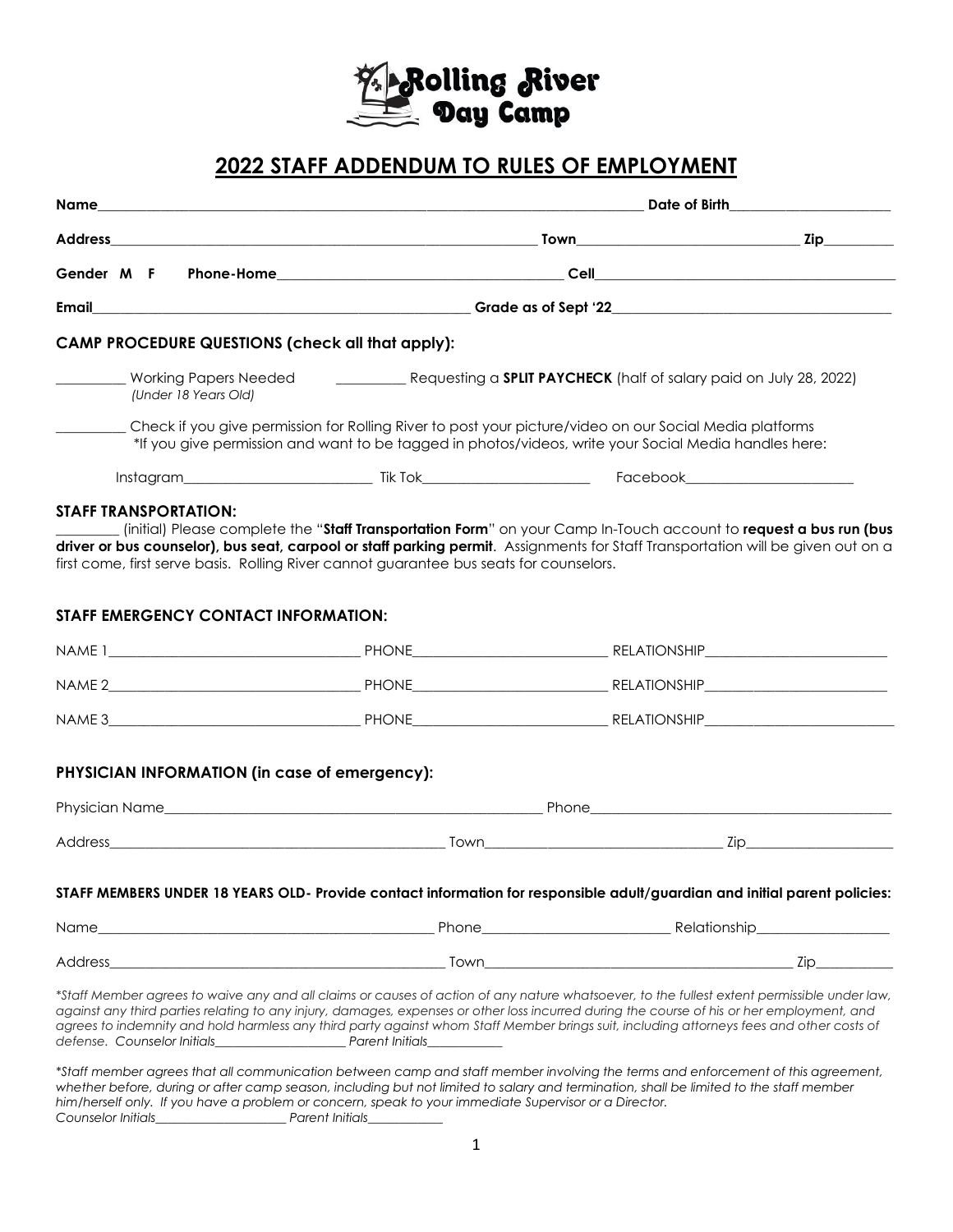Rolling River Day Camp

# 2022 STAFF ADDENDUM TO RULES OF EMPLOYMENT

**Name**\_\_\_\_\_\_\_\_\_\_\_\_\_\_\_\_\_\_\_\_\_\_\_\_\_\_\_\_\_\_\_\_\_\_\_\_\_\_\_\_ **Date of Birth**\_\_\_\_\_\_\_\_\_\_\_\_\_\_\_\_\_\_\_\_

**Address**\_\_\_\_\_\_\_\_\_\_\_\_\_\_\_\_\_\_\_\_\_\_\_\_\_\_\_\_\_\_\_\_ **Town**\_\_\_\_\_\_\_\_\_\_\_\_\_\_\_\_\_\_\_\_ **Zip**\_\_\_\_\_\_\_\_\_

**Gender M F** **Phone-Home**\_\_\_\_\_\_\_\_\_\_\_\_\_\_\_\_\_\_\_\_\_\_\_\_ **Cell**\_\_\_\_\_\_\_\_\_\_\_\_\_\_\_\_\_\_\_\_\_\_\_\_

**Email**\_\_\_\_\_\_\_\_\_\_\_\_\_\_\_\_\_\_\_\_\_\_\_\_\_\_\_\_\_\_ **Grade as of Sept '22**\_\_\_\_\_\_\_\_\_\_\_\_\_\_\_\_\_\_\_\_\_\_\_\_

### CAMP PROCEDURE QUESTIONS (check all that apply):

\_\_\_\_\_\_\_\_\_\_ Working Papers Needed *(Under 18 Years Old)*

\_\_\_\_\_\_\_\_\_\_ Requesting a **SPLIT PAYCHECK** (half of salary paid on July 28, 2022)

\_\_\_\_\_\_\_\_\_\_ Check if you give permission for Rolling River to post your picture/video on our Social Media platforms
\*If you give permission and want to be tagged in photos/videos, write your Social Media handles here:

Instagram\_\_\_\_\_\_\_\_\_\_\_\_\_\_\_\_\_\_\_\_ Tik Tok\_\_\_\_\_\_\_\_\_\_\_\_\_\_\_\_\_\_\_\_ Facebook\_\_\_\_\_\_\_\_\_\_\_\_\_\_\_\_\_\_\_\_

### STAFF TRANSPORTATION:

\_\_\_\_\_\_\_\_\_\_ (initial) Please complete the "**Staff Transportation Form**" on your Camp In-Touch account to **request a bus run (bus driver or bus counselor), bus seat, carpool or staff parking permit**. Assignments for Staff Transportation will be given out on a first come, first serve basis. Rolling River cannot guarantee bus seats for counselors.

### STAFF EMERGENCY CONTACT INFORMATION:

NAME 1\_\_\_\_\_\_\_\_\_\_\_\_\_\_\_\_\_\_\_\_ PHONE\_\_\_\_\_\_\_\_\_\_\_\_\_\_\_\_\_\_\_\_ RELATIONSHIP\_\_\_\_\_\_\_\_\_\_\_\_\_\_\_\_\_\_\_\_

NAME 2\_\_\_\_\_\_\_\_\_\_\_\_\_\_\_\_\_\_\_\_ PHONE\_\_\_\_\_\_\_\_\_\_\_\_\_\_\_\_\_\_\_\_ RELATIONSHIP\_\_\_\_\_\_\_\_\_\_\_\_\_\_\_\_\_\_\_\_

NAME 3\_\_\_\_\_\_\_\_\_\_\_\_\_\_\_\_\_\_\_\_ PHONE\_\_\_\_\_\_\_\_\_\_\_\_\_\_\_\_\_\_\_\_ RELATIONSHIP\_\_\_\_\_\_\_\_\_\_\_\_\_\_\_\_\_\_\_\_

### PHYSICIAN INFORMATION (in case of emergency):

Physician Name\_\_\_\_\_\_\_\_\_\_\_\_\_\_\_\_\_\_\_\_\_\_\_\_\_\_\_\_\_\_ Phone\_\_\_\_\_\_\_\_\_\_\_\_\_\_\_\_\_\_\_\_\_\_\_\_

Address\_\_\_\_\_\_\_\_\_\_\_\_\_\_\_\_\_\_\_\_\_\_\_\_ Town\_\_\_\_\_\_\_\_\_\_\_\_\_\_\_\_\_\_\_\_ Zip\_\_\_\_\_\_\_\_\_\_\_\_

**STAFF MEMBERS UNDER 18 YEARS OLD- Provide contact information for responsible adult/guardian and initial parent policies:**

Name\_\_\_\_\_\_\_\_\_\_\_\_\_\_\_\_\_\_\_\_\_\_\_\_ Phone\_\_\_\_\_\_\_\_\_\_\_\_\_\_\_\_\_\_\_\_ Relationship\_\_\_\_\_\_\_\_\_\_\_\_\_\_\_\_

Address\_\_\_\_\_\_\_\_\_\_\_\_\_\_\_\_\_\_\_\_\_\_\_\_ Town\_\_\_\_\_\_\_\_\_\_\_\_\_\_\_\_\_\_\_\_\_\_\_\_ Zip\_\_\_\_\_\_\_\_\_\_

*\*Staff Member agrees to waive any and all claims or causes of action of any nature whatsoever, to the fullest extent permissible under law, against any third parties relating to any injury, damages, expenses or other loss incurred during the course of his or her employment, and agrees to indemnity and hold harmless any third party against whom Staff Member brings suit, including attorneys fees and other costs of defense. Counselor Initials\_\_\_\_\_\_\_\_\_\_\_\_\_\_\_\_\_\_\_\_ Parent Initials\_\_\_\_\_\_\_\_\_\_\_\_*

*\*Staff member agrees that all communication between camp and staff member involving the terms and enforcement of this agreement, whether before, during or after camp season, including but not limited to salary and termination, shall be limited to the staff member him/herself only. If you have a problem or concern, speak to your immediate Supervisor or a Director.*
*Counselor Initials\_\_\_\_\_\_\_\_\_\_\_\_\_\_\_\_\_\_\_\_ Parent Initials\_\_\_\_\_\_\_\_\_\_\_\_*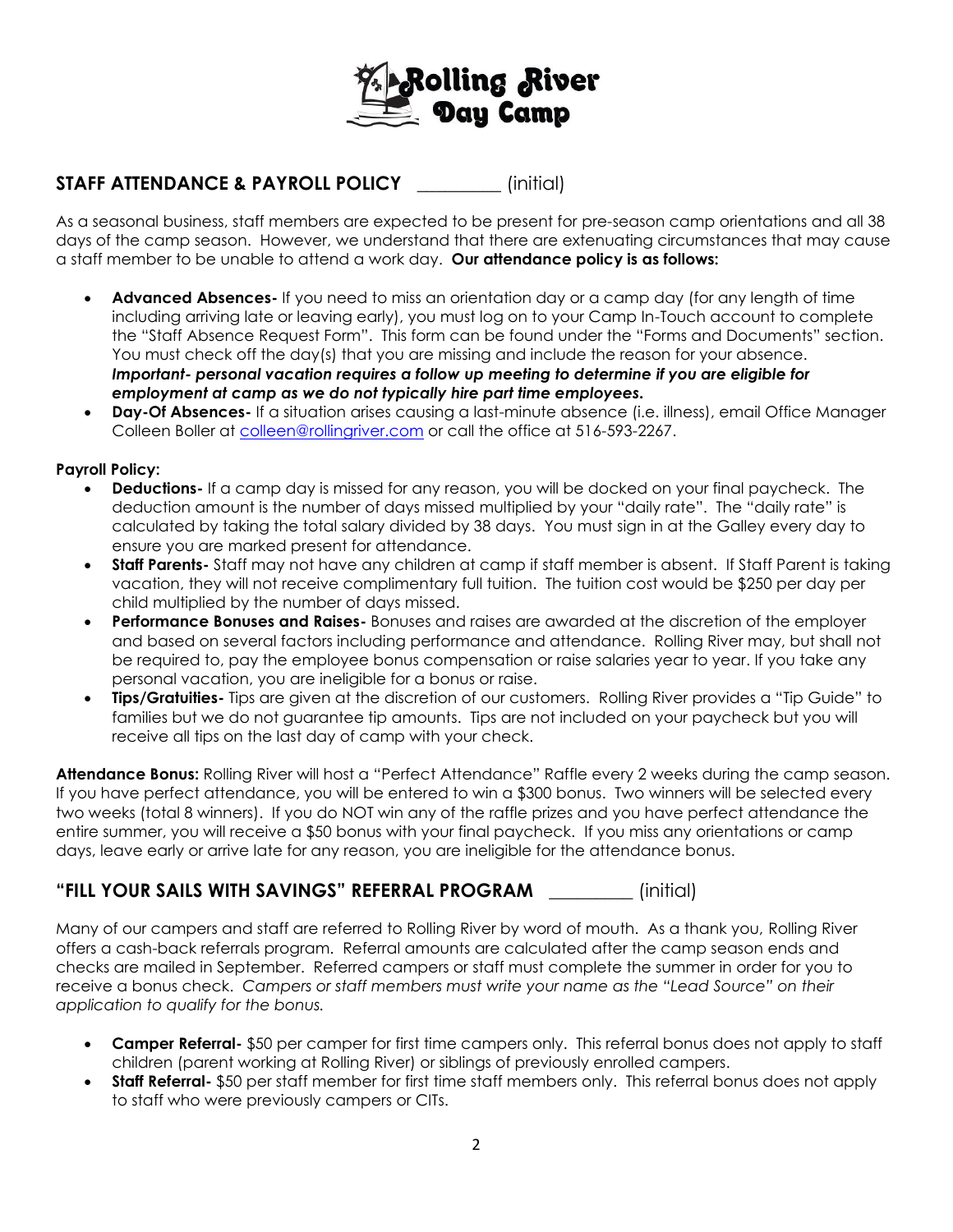Rolling River Day Camp

## STAFF ATTENDANCE & PAYROLL POLICY _________ (initial)

As a seasonal business, staff members are expected to be present for pre-season camp orientations and all 38 days of the camp season. However, we understand that there are extenuating circumstances that may cause a staff member to be unable to attend a work day. **Our attendance policy is as follows:**

- **Advanced Absences-** If you need to miss an orientation day or a camp day (for any length of time including arriving late or leaving early), you must log on to your Camp In-Touch account to complete the "Staff Absence Request Form". This form can be found under the "Forms and Documents" section. You must check off the day(s) that you are missing and include the reason for your absence. ***Important- personal vacation requires a follow up meeting to determine if you are eligible for employment at camp as we do not typically hire part time employees.***
- **Day-Of Absences-** If a situation arises causing a last-minute absence (i.e. illness), email Office Manager Colleen Boller at colleen@rollingriver.com or call the office at 516-593-2267.

**Payroll Policy:**

- **Deductions-** If a camp day is missed for any reason, you will be docked on your final paycheck. The deduction amount is the number of days missed multiplied by your "daily rate". The "daily rate" is calculated by taking the total salary divided by 38 days. You must sign in at the Galley every day to ensure you are marked present for attendance.
- **Staff Parents-** Staff may not have any children at camp if staff member is absent. If Staff Parent is taking vacation, they will not receive complimentary full tuition. The tuition cost would be $250 per day per child multiplied by the number of days missed.
- **Performance Bonuses and Raises-** Bonuses and raises are awarded at the discretion of the employer and based on several factors including performance and attendance. Rolling River may, but shall not be required to, pay the employee bonus compensation or raise salaries year to year. If you take any personal vacation, you are ineligible for a bonus or raise.
- **Tips/Gratuities-** Tips are given at the discretion of our customers. Rolling River provides a "Tip Guide" to families but we do not guarantee tip amounts. Tips are not included on your paycheck but you will receive all tips on the last day of camp with your check.

**Attendance Bonus:** Rolling River will host a "Perfect Attendance" Raffle every 2 weeks during the camp season. If you have perfect attendance, you will be entered to win a $300 bonus. Two winners will be selected every two weeks (total 8 winners). If you do NOT win any of the raffle prizes and you have perfect attendance the entire summer, you will receive a $50 bonus with your final paycheck. If you miss any orientations or camp days, leave early or arrive late for any reason, you are ineligible for the attendance bonus.

## "FILL YOUR SAILS WITH SAVINGS" REFERRAL PROGRAM _________ (initial)

Many of our campers and staff are referred to Rolling River by word of mouth. As a thank you, Rolling River offers a cash-back referrals program. Referral amounts are calculated after the camp season ends and checks are mailed in September. Referred campers or staff must complete the summer in order for you to receive a bonus check. *Campers or staff members must write your name as the "Lead Source" on their application to qualify for the bonus.*

- **Camper Referral-** $50 per camper for first time campers only. This referral bonus does not apply to staff children (parent working at Rolling River) or siblings of previously enrolled campers.
- **Staff Referral-** $50 per staff member for first time staff members only. This referral bonus does not apply to staff who were previously campers or CITs.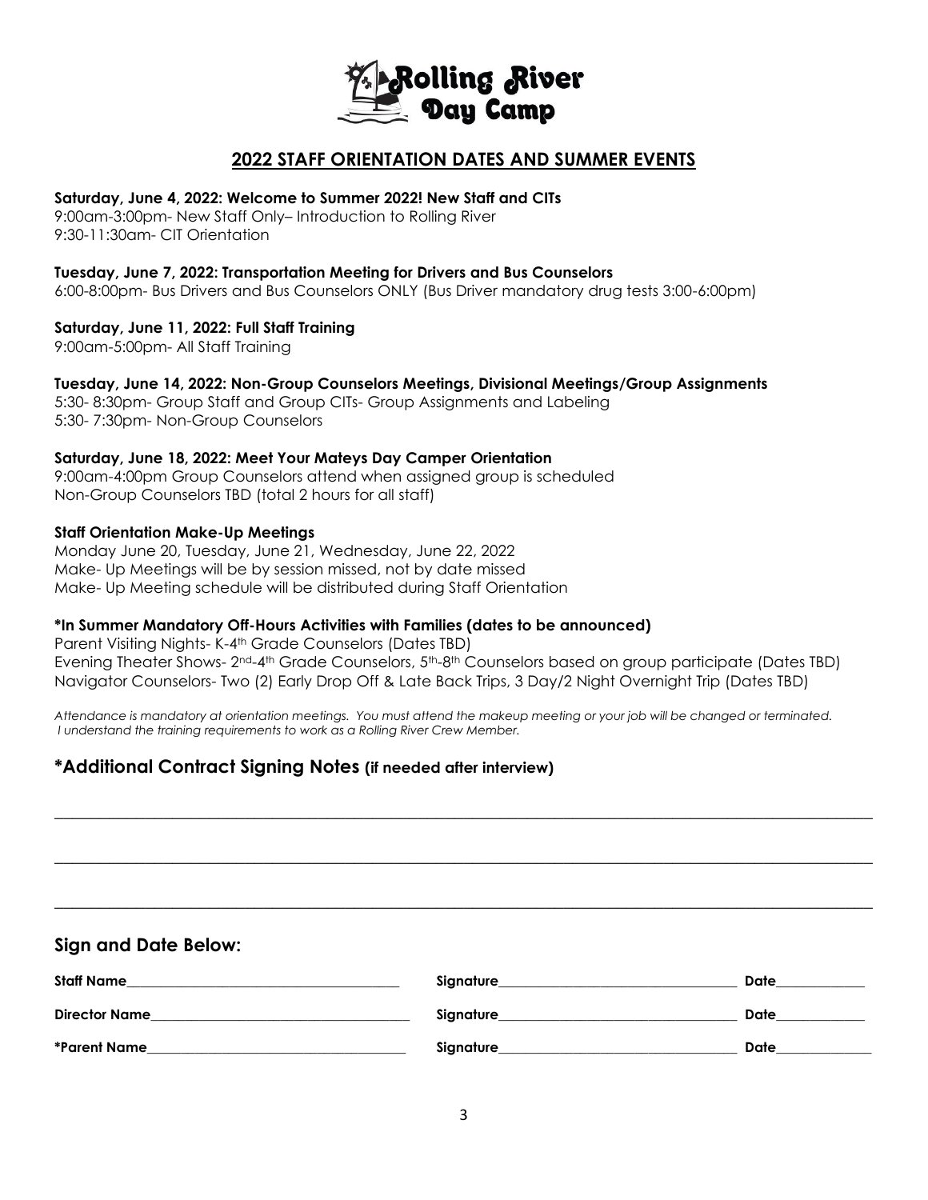# Rolling River Day Camp

## 2022 STAFF ORIENTATION DATES AND SUMMER EVENTS

**Saturday, June 4, 2022: Welcome to Summer 2022! New Staff and CITs**
9:00am-3:00pm- New Staff Only– Introduction to Rolling River
9:30-11:30am- CIT Orientation

**Tuesday, June 7, 2022: Transportation Meeting for Drivers and Bus Counselors**
6:00-8:00pm- Bus Drivers and Bus Counselors ONLY (Bus Driver mandatory drug tests 3:00-6:00pm)

**Saturday, June 11, 2022: Full Staff Training**
9:00am-5:00pm- All Staff Training

**Tuesday, June 14, 2022: Non-Group Counselors Meetings, Divisional Meetings/Group Assignments**
5:30- 8:30pm- Group Staff and Group CITs- Group Assignments and Labeling
5:30- 7:30pm- Non-Group Counselors

**Saturday, June 18, 2022: Meet Your Mateys Day Camper Orientation**
9:00am-4:00pm Group Counselors attend when assigned group is scheduled
Non-Group Counselors TBD (total 2 hours for all staff)

**Staff Orientation Make-Up Meetings**
Monday June 20, Tuesday, June 21, Wednesday, June 22, 2022
Make- Up Meetings will be by session missed, not by date missed
Make- Up Meeting schedule will be distributed during Staff Orientation

**\*In Summer Mandatory Off-Hours Activities with Families (dates to be announced)**
Parent Visiting Nights- K-4th Grade Counselors (Dates TBD)
Evening Theater Shows- 2nd-4th Grade Counselors, 5th-8th Counselors based on group participate (Dates TBD)
Navigator Counselors- Two (2) Early Drop Off & Late Back Trips, 3 Day/2 Night Overnight Trip (Dates TBD)

*Attendance is mandatory at orientation meetings. You must attend the makeup meeting or your job will be changed or terminated. I understand the training requirements to work as a Rolling River Crew Member.*

## \*Additional Contract Signing Notes (if needed after interview)

\_\_\_\_\_\_\_\_\_\_\_\_\_\_\_\_\_\_\_\_\_\_\_\_\_\_\_\_\_\_\_\_\_\_\_\_\_\_\_\_\_\_\_\_\_\_\_\_\_\_\_\_\_\_\_\_\_\_\_\_\_\_\_\_\_\_\_\_\_\_

\_\_\_\_\_\_\_\_\_\_\_\_\_\_\_\_\_\_\_\_\_\_\_\_\_\_\_\_\_\_\_\_\_\_\_\_\_\_\_\_\_\_\_\_\_\_\_\_\_\_\_\_\_\_\_\_\_\_\_\_\_\_\_\_\_\_\_\_\_\_

\_\_\_\_\_\_\_\_\_\_\_\_\_\_\_\_\_\_\_\_\_\_\_\_\_\_\_\_\_\_\_\_\_\_\_\_\_\_\_\_\_\_\_\_\_\_\_\_\_\_\_\_\_\_\_\_\_\_\_\_\_\_\_\_\_\_\_\_\_\_

## Sign and Date Below:

**Staff Name**\_\_\_\_\_\_\_\_\_\_\_\_\_\_\_\_\_\_\_\_\_\_\_\_\_ **Signature**\_\_\_\_\_\_\_\_\_\_\_\_\_\_\_\_\_\_\_\_\_\_\_\_\_ **Date**\_\_\_\_\_\_\_\_\_\_

**Director Name**\_\_\_\_\_\_\_\_\_\_\_\_\_\_\_\_\_\_\_\_\_\_\_\_\_ **Signature**\_\_\_\_\_\_\_\_\_\_\_\_\_\_\_\_\_\_\_\_\_\_\_\_\_ **Date**\_\_\_\_\_\_\_\_\_\_

**\*Parent Name**\_\_\_\_\_\_\_\_\_\_\_\_\_\_\_\_\_\_\_\_\_\_\_\_\_ **Signature**\_\_\_\_\_\_\_\_\_\_\_\_\_\_\_\_\_\_\_\_\_\_\_\_\_ **Date**\_\_\_\_\_\_\_\_\_\_